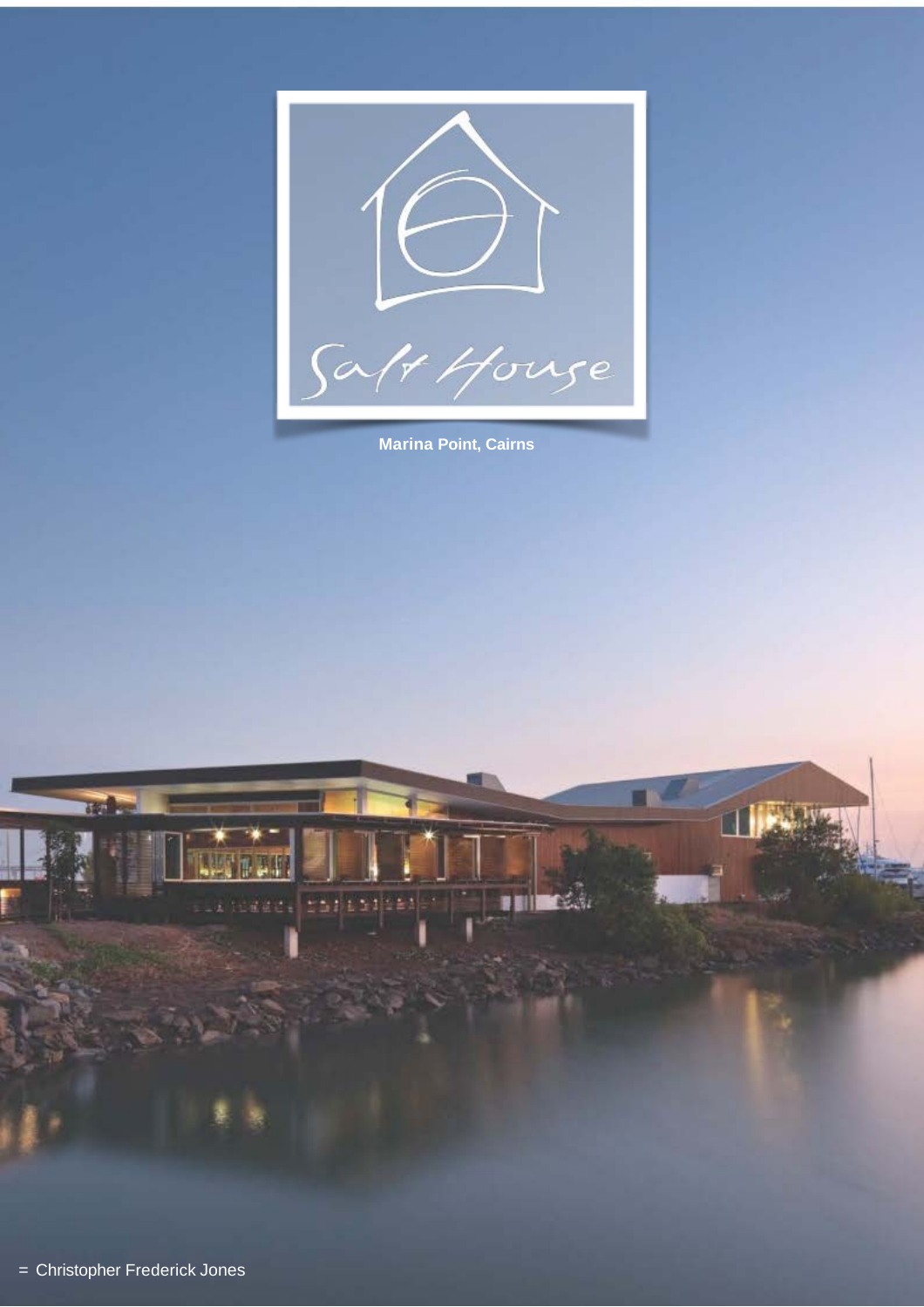# Salt House

**Marina Point, Cairns**

= Christopher Frederick Jones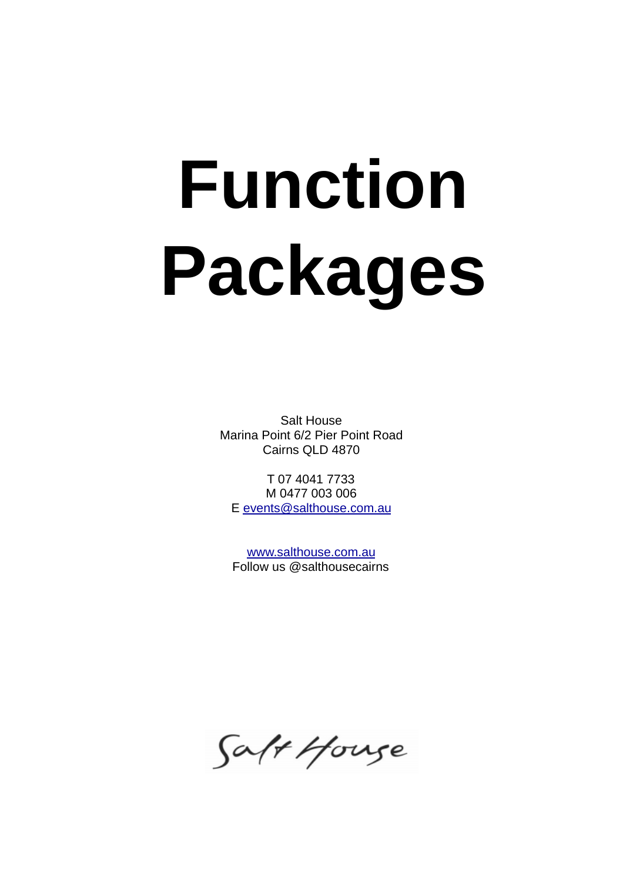# Function Packages

Salt House
Marina Point 6/2 Pier Point Road
Cairns QLD 4870

T 07 4041 7733
M 0477 003 006
E events@salthouse.com.au

www.salthouse.com.au
Follow us @salthousecairns

Salt House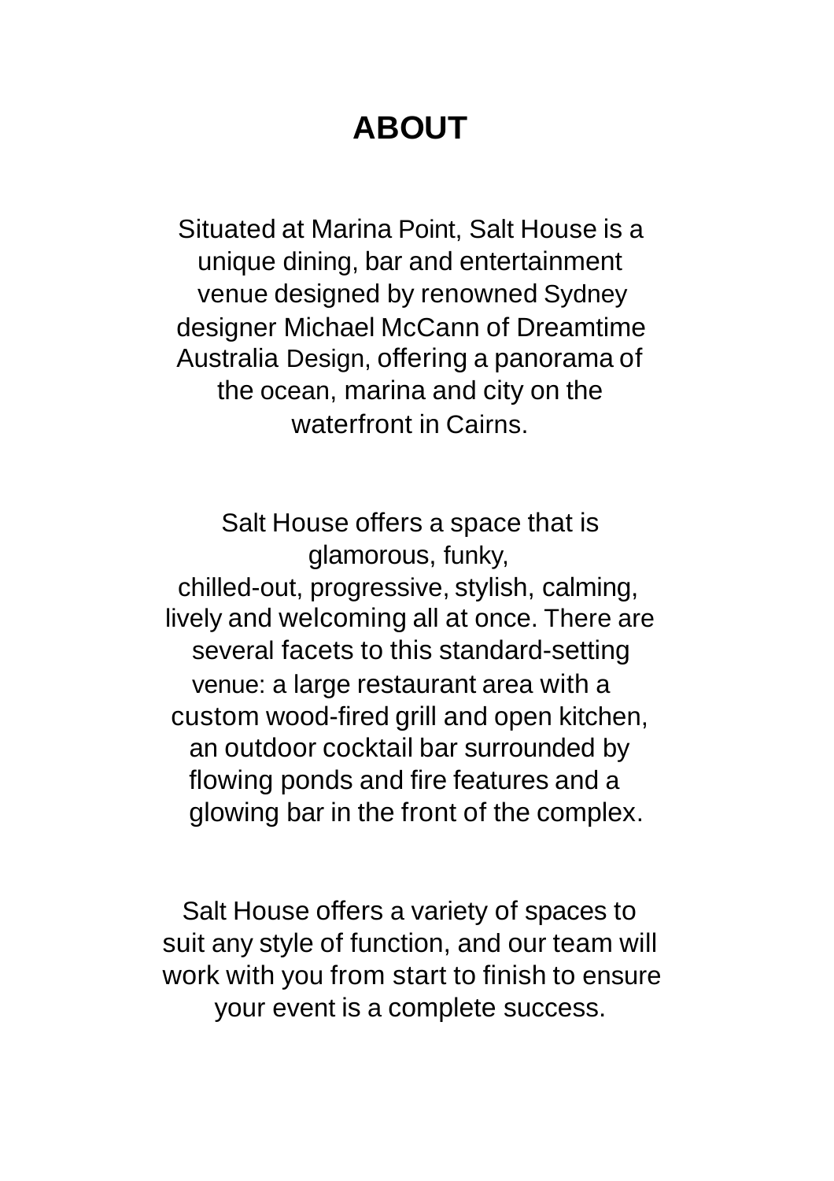# ABOUT

Situated at Marina Point, Salt House is a unique dining, bar and entertainment venue designed by renowned Sydney designer Michael McCann of Dreamtime Australia Design, offering a panorama of the ocean, marina and city on the waterfront in Cairns.

Salt House offers a space that is glamorous, funky, chilled-out, progressive, stylish, calming, lively and welcoming all at once. There are several facets to this standard-setting venue: a large restaurant area with a custom wood-fired grill and open kitchen, an outdoor cocktail bar surrounded by flowing ponds and fire features and a glowing bar in the front of the complex.

Salt House offers a variety of spaces to suit any style of function, and our team will work with you from start to finish to ensure your event is a complete success.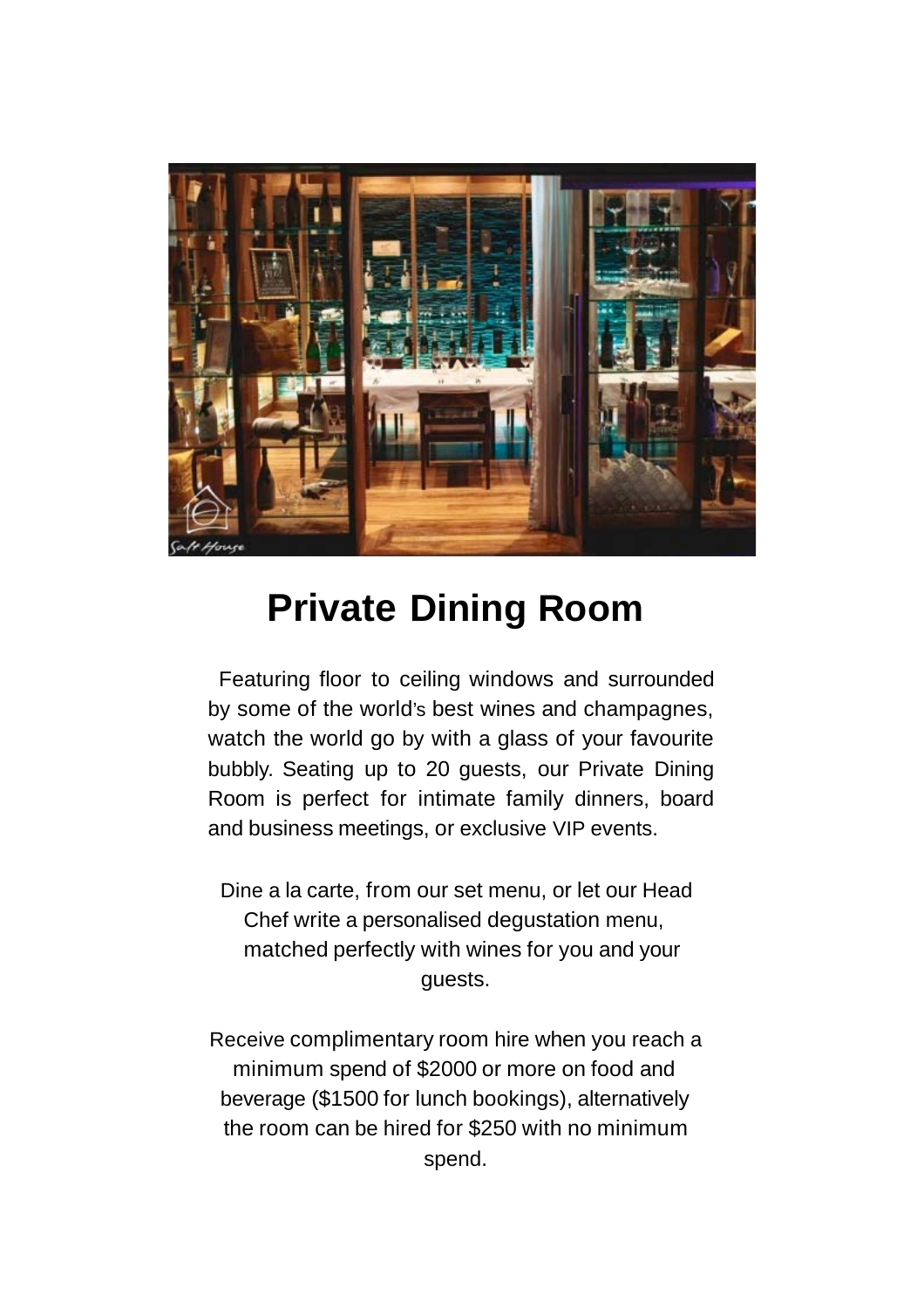# Private Dining Room

Featuring floor to ceiling windows and surrounded by some of the world's best wines and champagnes, watch the world go by with a glass of your favourite bubbly. Seating up to 20 guests, our Private Dining Room is perfect for intimate family dinners, board and business meetings, or exclusive VIP events.

Dine a la carte, from our set menu, or let our Head Chef write a personalised degustation menu, matched perfectly with wines for you and your guests.

Receive complimentary room hire when you reach a minimum spend of $2000 or more on food and beverage ($1500 for lunch bookings), alternatively the room can be hired for $250 with no minimum spend.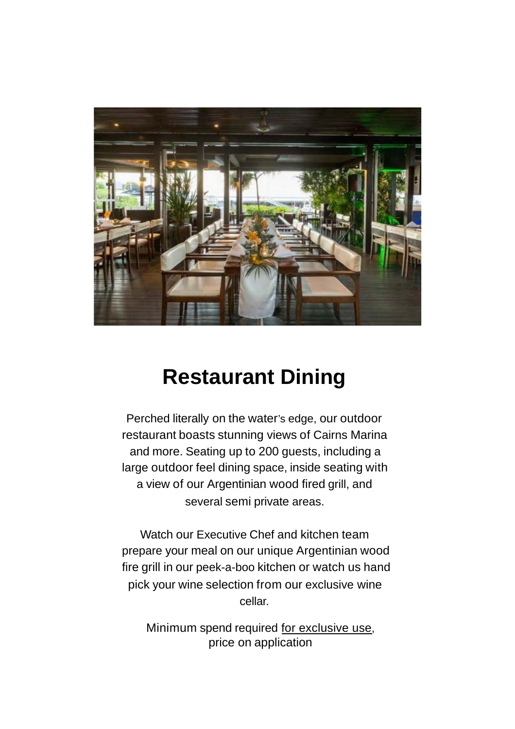# Restaurant Dining

Perched literally on the water's edge, our outdoor restaurant boasts stunning views of Cairns Marina and more. Seating up to 200 guests, including a large outdoor feel dining space, inside seating with a view of our Argentinian wood fired grill, and several semi private areas.

Watch our Executive Chef and kitchen team prepare your meal on our unique Argentinian wood fire grill in our peek-a-boo kitchen or watch us hand pick your wine selection from our exclusive wine cellar.

Minimum spend required for exclusive use, price on application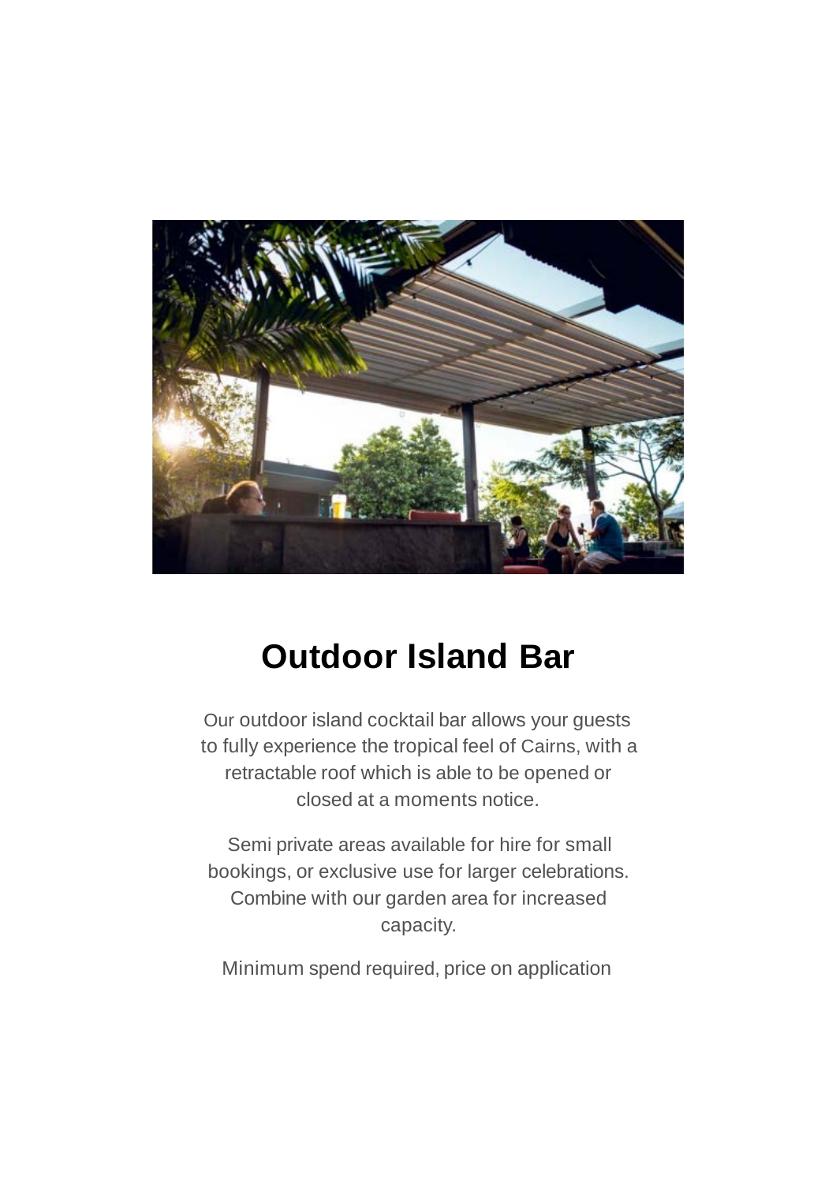# Outdoor Island Bar

Our outdoor island cocktail bar allows your guests to fully experience the tropical feel of Cairns, with a retractable roof which is able to be opened or closed at a moments notice.

Semi private areas available for hire for small bookings, or exclusive use for larger celebrations. Combine with our garden area for increased capacity.

Minimum spend required, price on application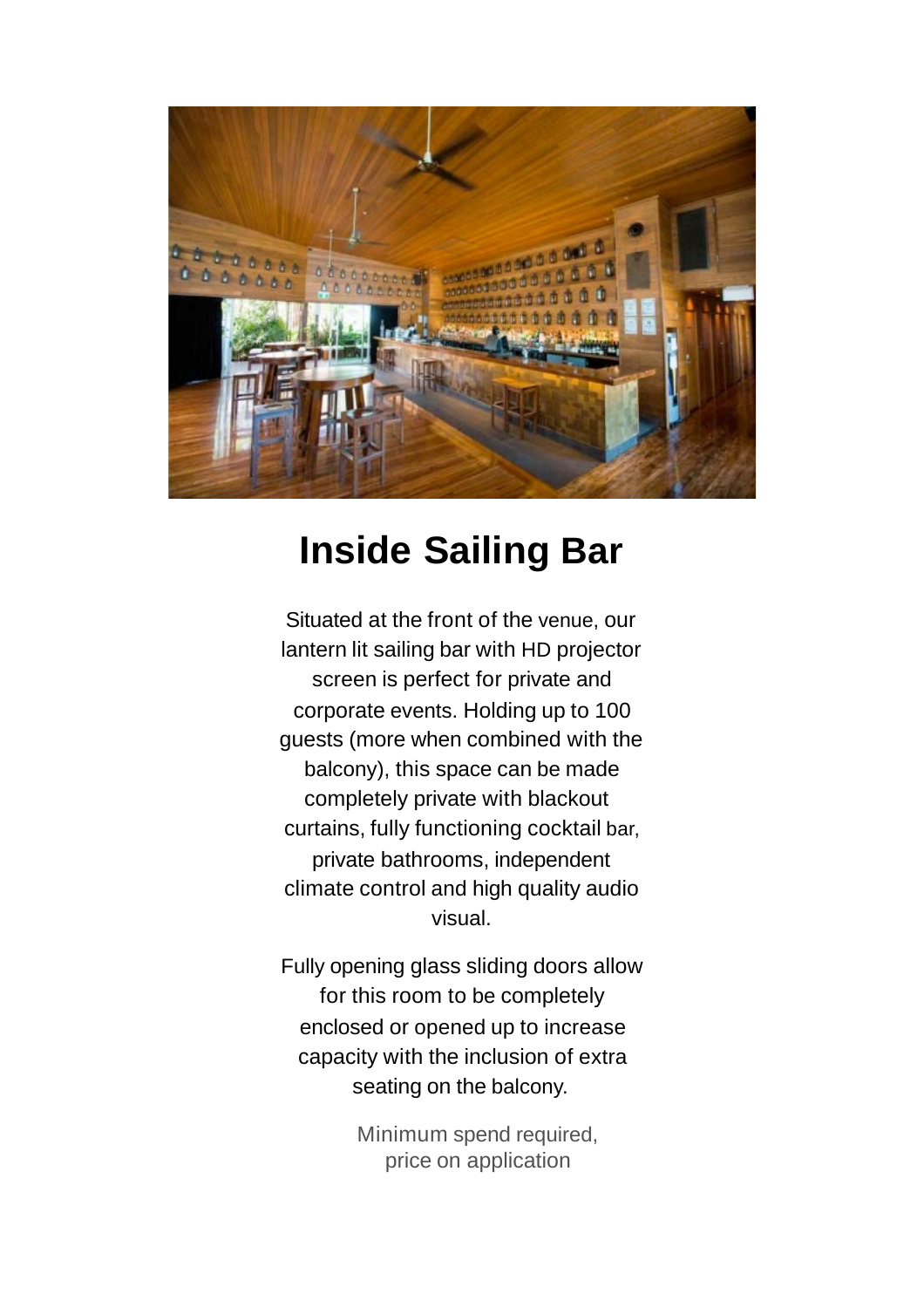# Inside Sailing Bar

Situated at the front of the venue, our lantern lit sailing bar with HD projector screen is perfect for private and corporate events. Holding up to 100 guests (more when combined with the balcony), this space can be made completely private with blackout curtains, fully functioning cocktail bar, private bathrooms, independent climate control and high quality audio visual.

Fully opening glass sliding doors allow for this room to be completely enclosed or opened up to increase capacity with the inclusion of extra seating on the balcony.

Minimum spend required,
price on application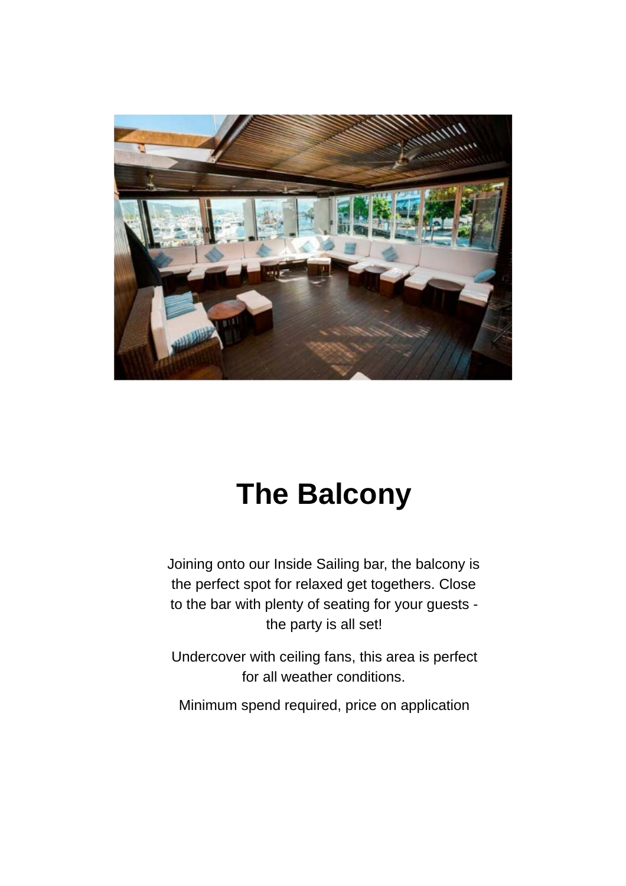# The Balcony

Joining onto our Inside Sailing bar, the balcony is the perfect spot for relaxed get togethers. Close to the bar with plenty of seating for your guests - the party is all set!

Undercover with ceiling fans, this area is perfect for all weather conditions.

Minimum spend required, price on application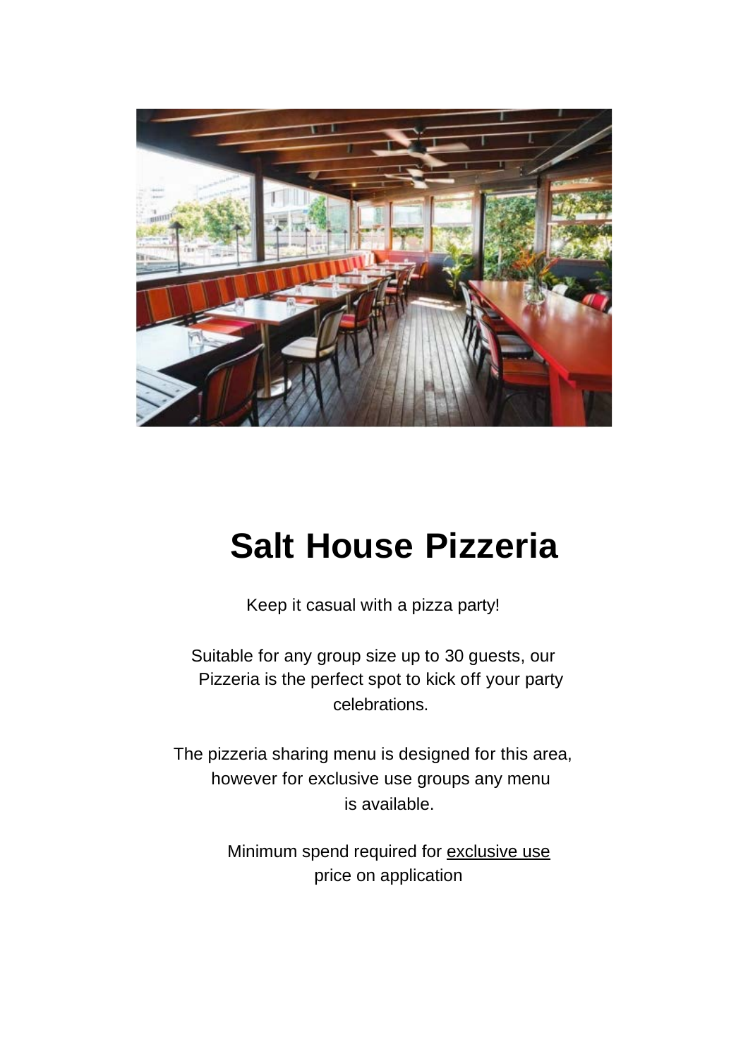# Salt House Pizzeria

Keep it casual with a pizza party!

Suitable for any group size up to 30 guests, our Pizzeria is the perfect spot to kick off your party celebrations.

The pizzeria sharing menu is designed for this area, however for exclusive use groups any menu is available.

Minimum spend required for exclusive use price on application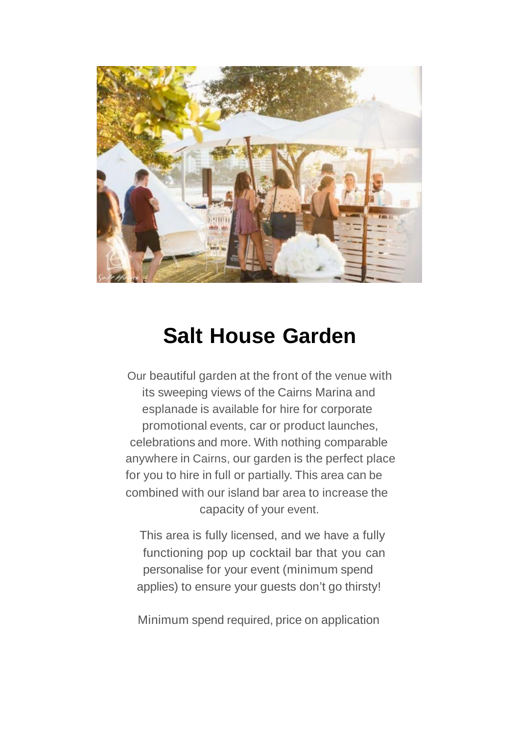# Salt House Garden

Our beautiful garden at the front of the venue with its sweeping views of the Cairns Marina and esplanade is available for hire for corporate promotional events, car or product launches, celebrations and more. With nothing comparable anywhere in Cairns, our garden is the perfect place for you to hire in full or partially. This area can be combined with our island bar area to increase the capacity of your event.

This area is fully licensed, and we have a fully functioning pop up cocktail bar that you can personalise for your event (minimum spend applies) to ensure your guests don't go thirsty!

Minimum spend required, price on application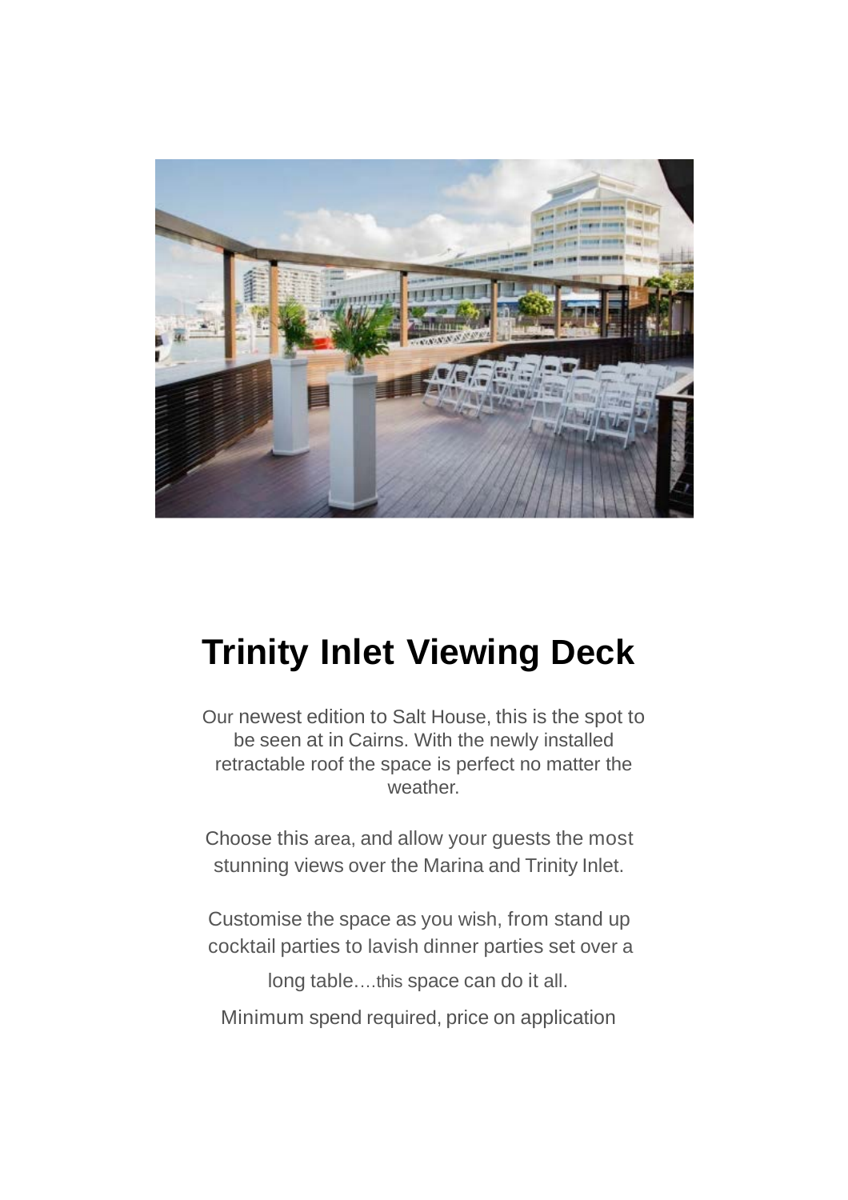# Trinity Inlet Viewing Deck

Our newest edition to Salt House, this is the spot to be seen at in Cairns. With the newly installed retractable roof the space is perfect no matter the weather.

Choose this area, and allow your guests the most stunning views over the Marina and Trinity Inlet.

Customise the space as you wish, from stand up cocktail parties to lavish dinner parties set over a long table….this space can do it all.

Minimum spend required, price on application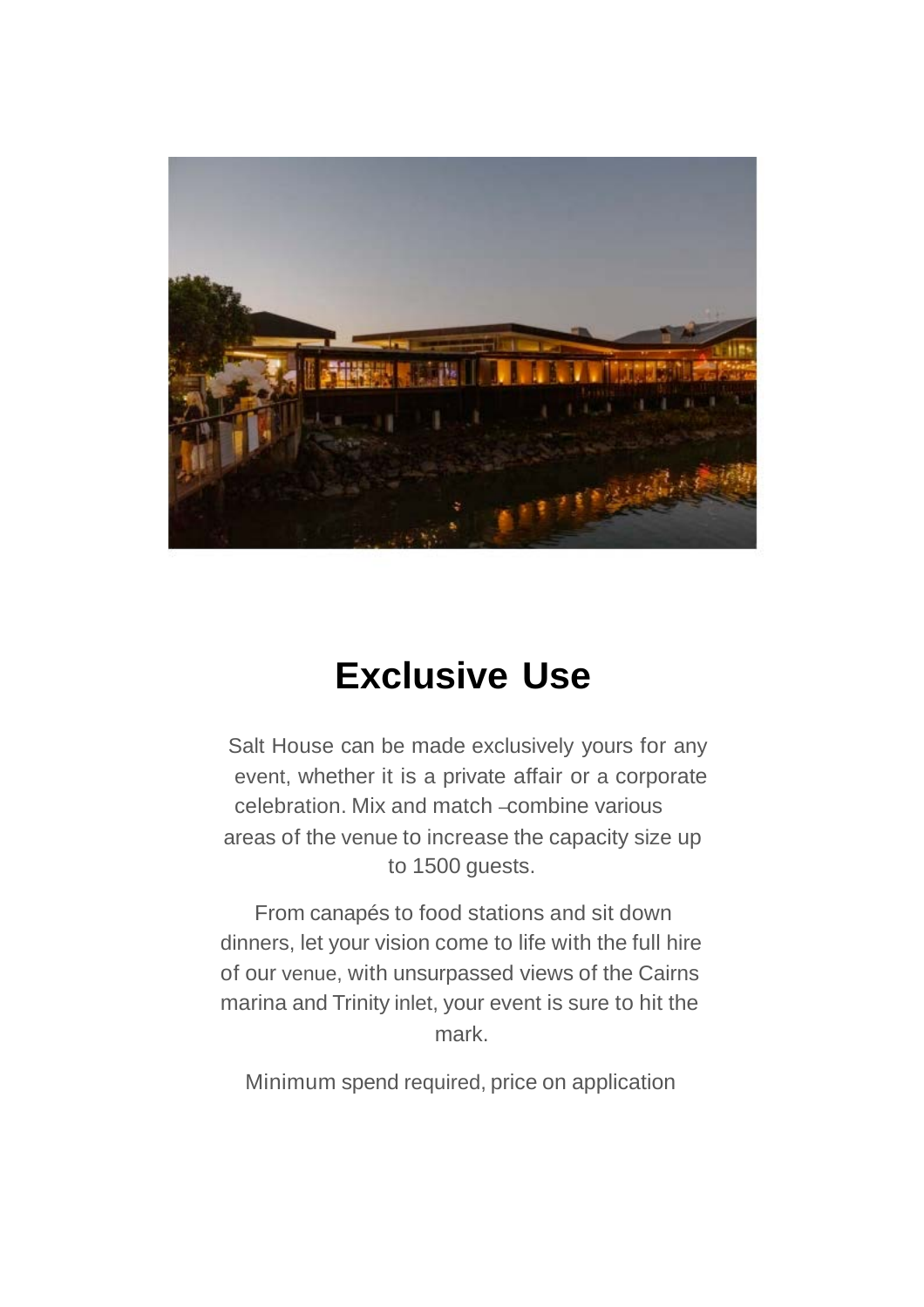# Exclusive Use

Salt House can be made exclusively yours for any event, whether it is a private affair or a corporate celebration. Mix and match – combine various areas of the venue to increase the capacity size up to 1500 guests.

From canapés to food stations and sit down dinners, let your vision come to life with the full hire of our venue, with unsurpassed views of the Cairns marina and Trinity inlet, your event is sure to hit the mark.

Minimum spend required, price on application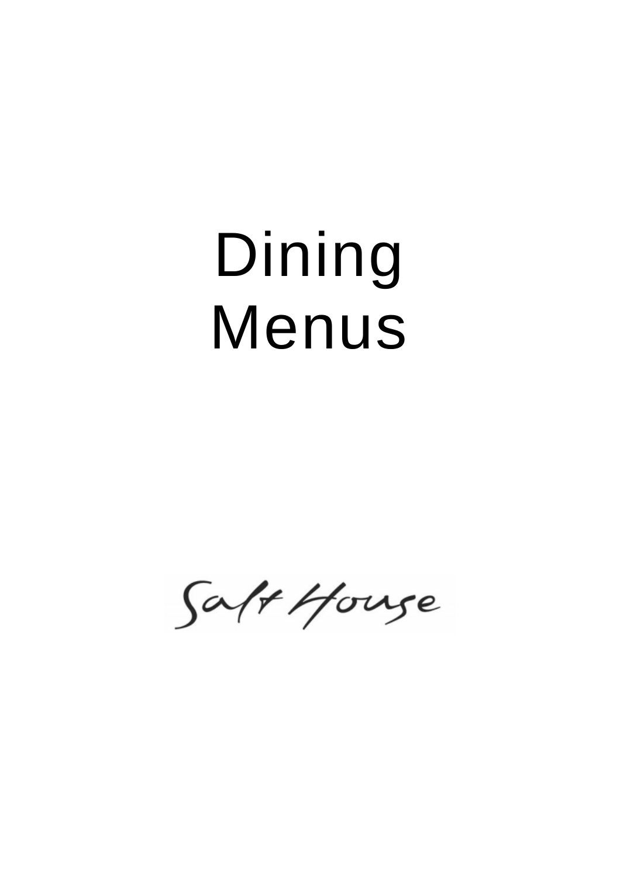# Dining Menus

Salt House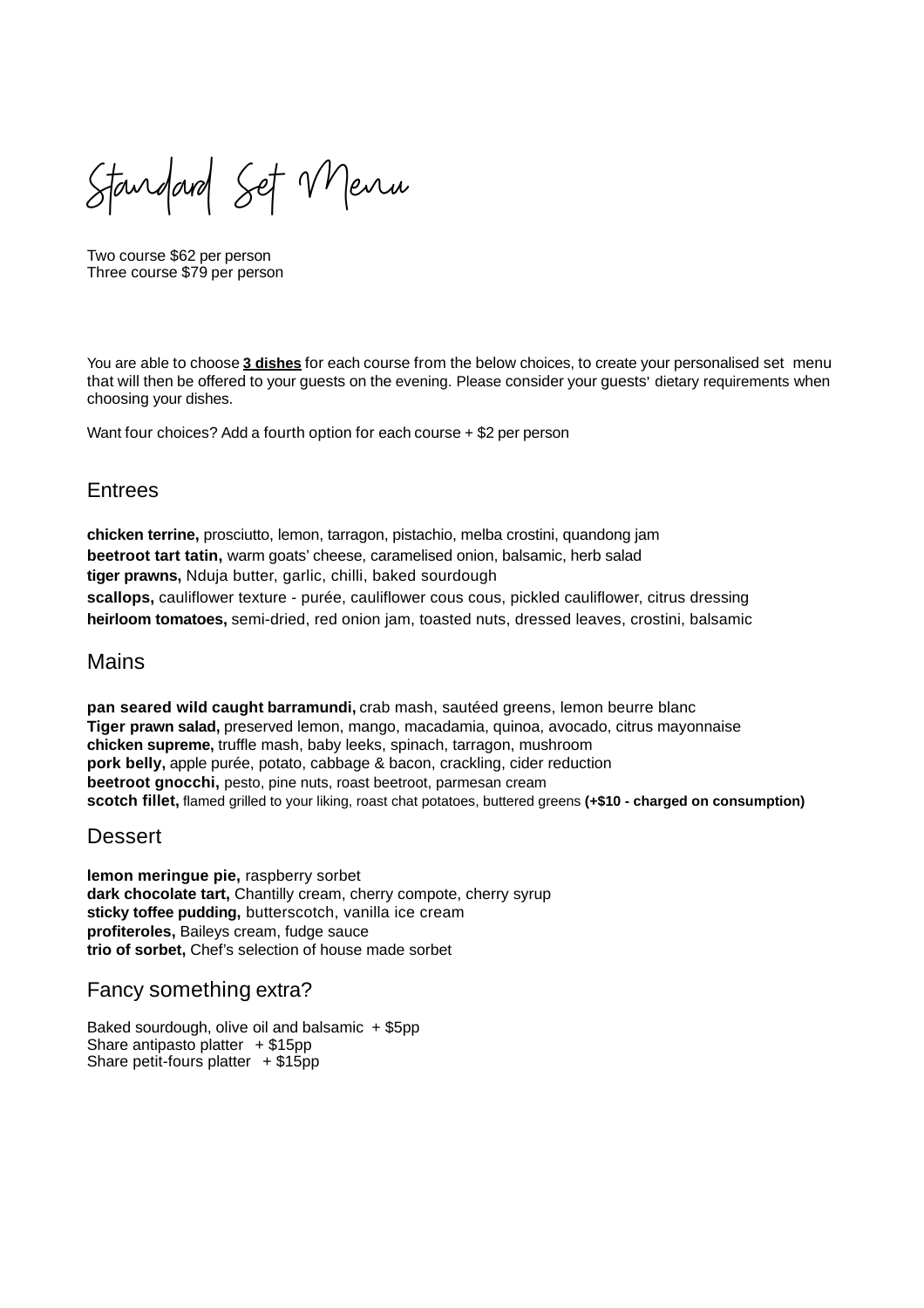# Standard Set Menu

Two course $62 per person
Three course $79 per person

You are able to choose **3 dishes** for each course from the below choices, to create your personalised set menu that will then be offered to your guests on the evening. Please consider your guests' dietary requirements when choosing your dishes.

Want four choices? Add a fourth option for each course + $2 per person

## Entrees

**chicken terrine,** prosciutto, lemon, tarragon, pistachio, melba crostini, quandong jam
**beetroot tart tatin,** warm goats' cheese, caramelised onion, balsamic, herb salad
**tiger prawns,** Nduja butter, garlic, chilli, baked sourdough
**scallops,** cauliflower texture - purée, cauliflower cous cous, pickled cauliflower, citrus dressing
**heirloom tomatoes,** semi-dried, red onion jam, toasted nuts, dressed leaves, crostini, balsamic

## Mains

**pan seared wild caught barramundi,** crab mash, sautéed greens, lemon beurre blanc
**Tiger prawn salad,** preserved lemon, mango, macadamia, quinoa, avocado, citrus mayonnaise
**chicken supreme,** truffle mash, baby leeks, spinach, tarragon, mushroom
**pork belly,** apple purée, potato, cabbage & bacon, crackling, cider reduction
**beetroot gnocchi,** pesto, pine nuts, roast beetroot, parmesan cream
**scotch fillet,** flamed grilled to your liking, roast chat potatoes, buttered greens **(+$10 - charged on consumption)**

## Dessert

**lemon meringue pie,** raspberry sorbet
**dark chocolate tart,** Chantilly cream, cherry compote, cherry syrup
**sticky toffee pudding,** butterscotch, vanilla ice cream
**profiteroles,** Baileys cream, fudge sauce
**trio of sorbet,** Chef's selection of house made sorbet

## Fancy something extra?

Baked sourdough, olive oil and balsamic + $5pp
Share antipasto platter + $15pp
Share petit-fours platter + $15pp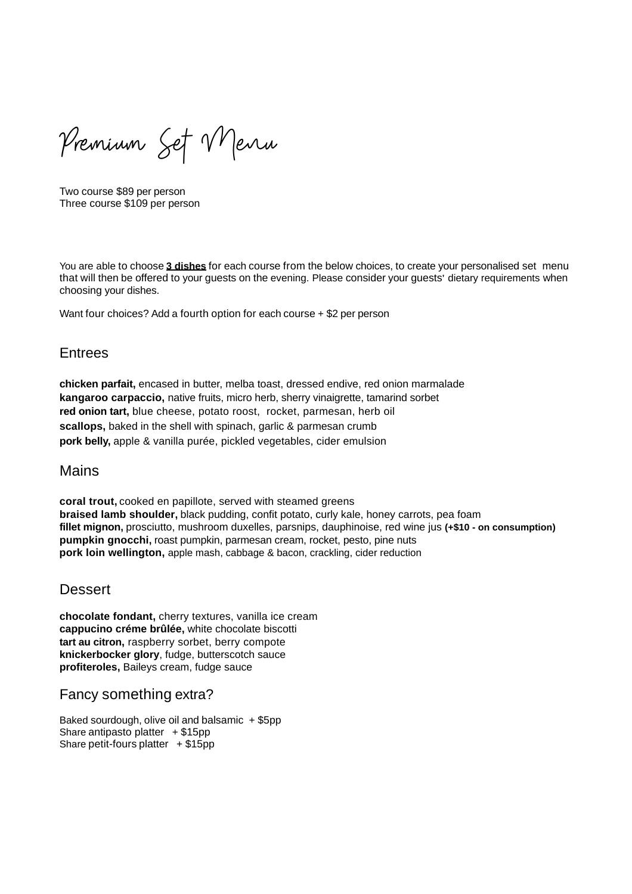# Premium Set Menu

Two course $89 per person
Three course $109 per person

You are able to choose **3 dishes** for each course from the below choices, to create your personalised set menu that will then be offered to your guests on the evening. Please consider your guests' dietary requirements when choosing your dishes.

Want four choices? Add a fourth option for each course + $2 per person

## Entrees

**chicken parfait,** encased in butter, melba toast, dressed endive, red onion marmalade
**kangaroo carpaccio,** native fruits, micro herb, sherry vinaigrette, tamarind sorbet
**red onion tart,** blue cheese, potato roost, rocket, parmesan, herb oil
**scallops,** baked in the shell with spinach, garlic & parmesan crumb
**pork belly,** apple & vanilla purée, pickled vegetables, cider emulsion

## Mains

**coral trout,** cooked en papillote, served with steamed greens
**braised lamb shoulder,** black pudding, confit potato, curly kale, honey carrots, pea foam
**fillet mignon,** prosciutto, mushroom duxelles, parsnips, dauphinoise, red wine jus **(+$10 - on consumption)**
**pumpkin gnocchi,** roast pumpkin, parmesan cream, rocket, pesto, pine nuts
**pork loin wellington,** apple mash, cabbage & bacon, crackling, cider reduction

## Dessert

**chocolate fondant,** cherry textures, vanilla ice cream
**cappucino créme brûlée,** white chocolate biscotti
**tart au citron,** raspberry sorbet, berry compote
**knickerbocker glory**, fudge, butterscotch sauce
**profiteroles,** Baileys cream, fudge sauce

## Fancy something extra?

Baked sourdough, olive oil and balsamic + $5pp
Share antipasto platter + $15pp
Share petit-fours platter + $15pp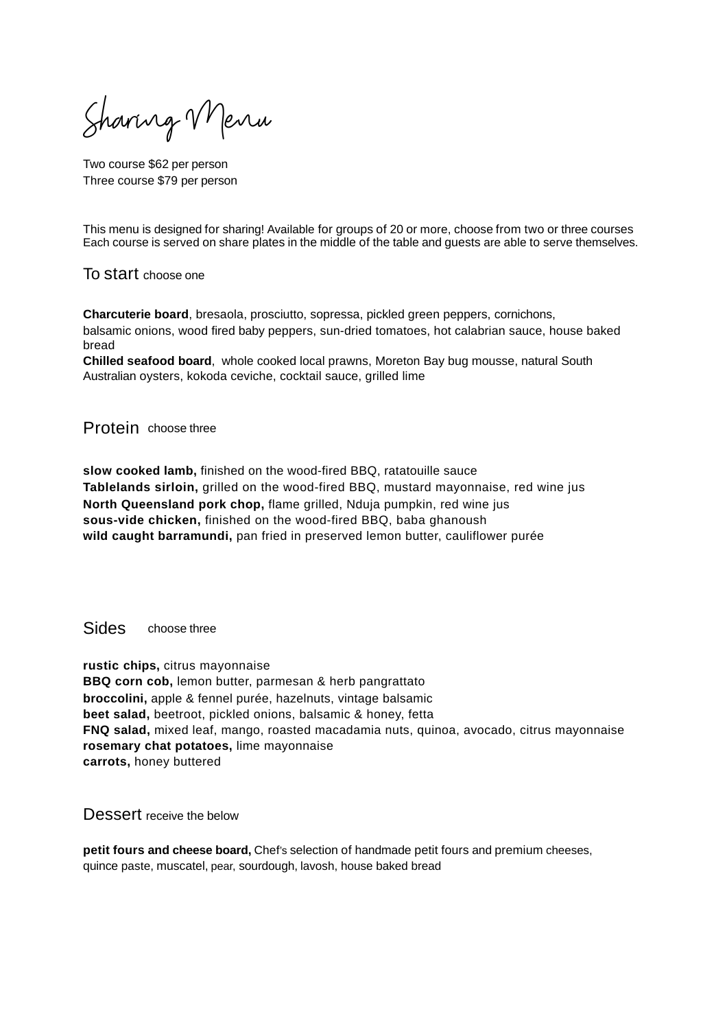# Sharing Menu

Two course $62 per person
Three course $79 per person

This menu is designed for sharing! Available for groups of 20 or more, choose from two or three courses
Each course is served on share plates in the middle of the table and guests are able to serve themselves.

## To start choose one

**Charcuterie board**, bresaola, prosciutto, sopressa, pickled green peppers, cornichons, balsamic onions, wood fired baby peppers, sun-dried tomatoes, hot calabrian sauce, house baked bread
**Chilled seafood board**, whole cooked local prawns, Moreton Bay bug mousse, natural South Australian oysters, kokoda ceviche, cocktail sauce, grilled lime

## Protein choose three

**slow cooked lamb,** finished on the wood-fired BBQ, ratatouille sauce
**Tablelands sirloin,** grilled on the wood-fired BBQ, mustard mayonnaise, red wine jus
**North Queensland pork chop,** flame grilled, Nduja pumpkin, red wine jus
**sous-vide chicken,** finished on the wood-fired BBQ, baba ghanoush
**wild caught barramundi,** pan fried in preserved lemon butter, cauliflower purée

## Sides choose three

**rustic chips,** citrus mayonnaise
**BBQ corn cob,** lemon butter, parmesan & herb pangrattato
**broccolini,** apple & fennel purée, hazelnuts, vintage balsamic
**beet salad,** beetroot, pickled onions, balsamic & honey, fetta
**FNQ salad,** mixed leaf, mango, roasted macadamia nuts, quinoa, avocado, citrus mayonnaise
**rosemary chat potatoes,** lime mayonnaise
**carrots,** honey buttered

## Dessert receive the below

**petit fours and cheese board,** Chef's selection of handmade petit fours and premium cheeses, quince paste, muscatel, pear, sourdough, lavosh, house baked bread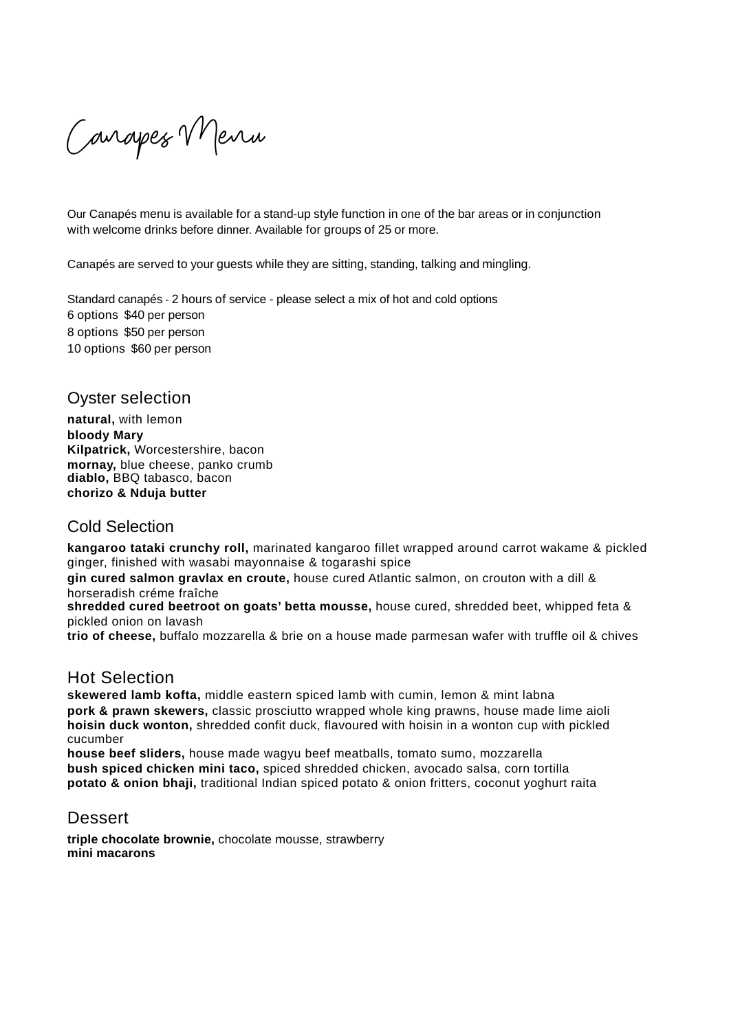# Canapes Menu

Our Canapés menu is available for a stand-up style function in one of the bar areas or in conjunction with welcome drinks before dinner. Available for groups of 25 or more.

Canapés are served to your guests while they are sitting, standing, talking and mingling.

Standard canapés - 2 hours of service - please select a mix of hot and cold options
6 options $40 per person
8 options $50 per person
10 options $60 per person

## Oyster selection

**natural,** with lemon
**bloody Mary**
**Kilpatrick,** Worcestershire, bacon
**mornay,** blue cheese, panko crumb
**diablo,** BBQ tabasco, bacon
**chorizo & Nduja butter**

## Cold Selection

**kangaroo tataki crunchy roll,** marinated kangaroo fillet wrapped around carrot wakame & pickled ginger, finished with wasabi mayonnaise & togarashi spice
**gin cured salmon gravlax en croute,** house cured Atlantic salmon, on crouton with a dill & horseradish créme fraîche
**shredded cured beetroot on goats' betta mousse,** house cured, shredded beet, whipped feta & pickled onion on lavash
**trio of cheese,** buffalo mozzarella & brie on a house made parmesan wafer with truffle oil & chives

## Hot Selection

**skewered lamb kofta,** middle eastern spiced lamb with cumin, lemon & mint labna
**pork & prawn skewers,** classic prosciutto wrapped whole king prawns, house made lime aioli
**hoisin duck wonton,** shredded confit duck, flavoured with hoisin in a wonton cup with pickled cucumber
**house beef sliders,** house made wagyu beef meatballs, tomato sumo, mozzarella
**bush spiced chicken mini taco,** spiced shredded chicken, avocado salsa, corn tortilla
**potato & onion bhaji,** traditional Indian spiced potato & onion fritters, coconut yoghurt raita

## Dessert

**triple chocolate brownie,** chocolate mousse, strawberry
**mini macarons**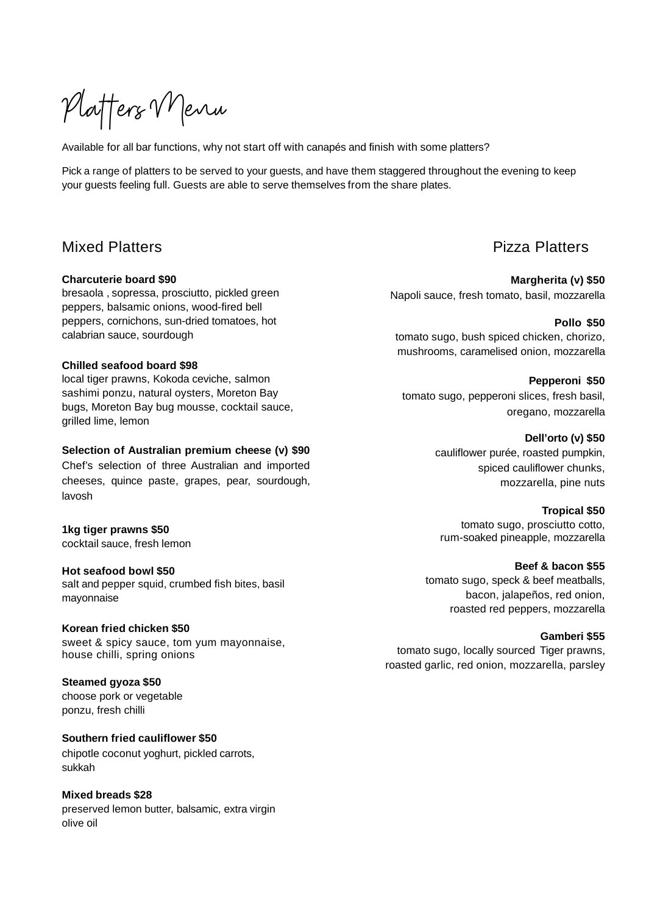# Platters Menu

Available for all bar functions, why not start off with canapés and finish with some platters?

Pick a range of platters to be served to your guests, and have them staggered throughout the evening to keep your guests feeling full. Guests are able to serve themselves from the share plates.

## Mixed Platters

**Charcuterie board $90**
bresaola , sopressa, prosciutto, pickled green peppers, balsamic onions, wood-fired bell peppers, cornichons, sun-dried tomatoes, hot calabrian sauce, sourdough

**Chilled seafood board $98**
local tiger prawns, Kokoda ceviche, salmon sashimi ponzu, natural oysters, Moreton Bay bugs, Moreton Bay bug mousse, cocktail sauce, grilled lime, lemon

**Selection of Australian premium cheese (v) $90**
Chef's selection of three Australian and imported cheeses, quince paste, grapes, pear, sourdough, lavosh

**1kg tiger prawns $50**
cocktail sauce, fresh lemon

**Hot seafood bowl $50**
salt and pepper squid, crumbed fish bites, basil mayonnaise

**Korean fried chicken $50**
sweet & spicy sauce, tom yum mayonnaise, house chilli, spring onions

**Steamed gyoza $50**
choose pork or vegetable
ponzu, fresh chilli

**Southern fried cauliflower $50**
chipotle coconut yoghurt, pickled carrots, sukkah

**Mixed breads $28**
preserved lemon butter, balsamic, extra virgin olive oil

## Pizza Platters

**Margherita (v) $50**
Napoli sauce, fresh tomato, basil, mozzarella

**Pollo $50**
tomato sugo, bush spiced chicken, chorizo, mushrooms, caramelised onion, mozzarella

**Pepperoni $50**
tomato sugo, pepperoni slices, fresh basil, oregano, mozzarella

**Dell'orto (v) $50**
cauliflower purée, roasted pumpkin, spiced cauliflower chunks, mozzarella, pine nuts

**Tropical $50**
tomato sugo, prosciutto cotto, rum-soaked pineapple, mozzarella

**Beef & bacon $55**
tomato sugo, speck & beef meatballs, bacon, jalapeños, red onion, roasted red peppers, mozzarella

**Gamberi $55**
tomato sugo, locally sourced Tiger prawns, roasted garlic, red onion, mozzarella, parsley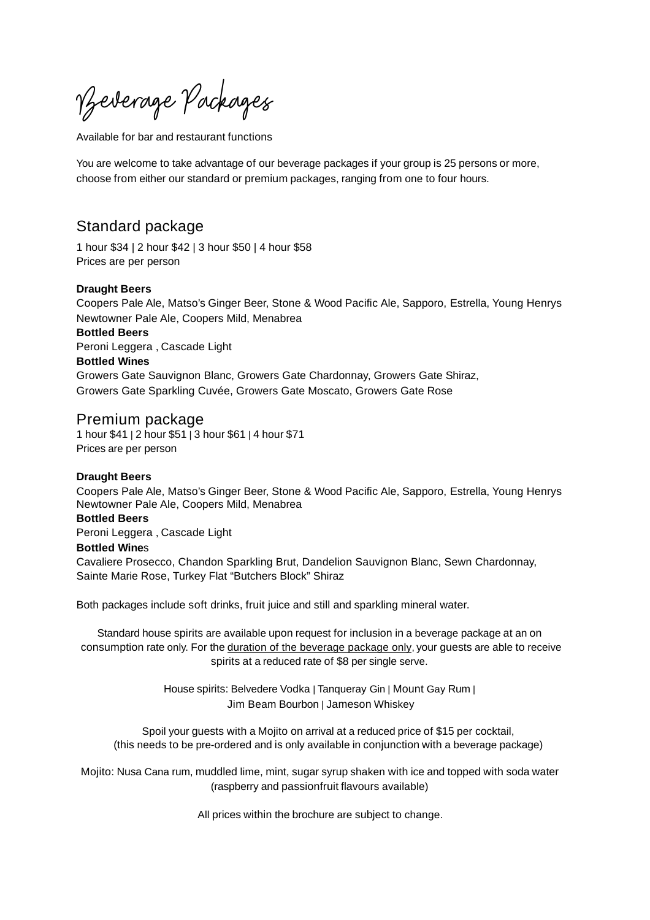# Beverage Packages

Available for bar and restaurant functions

You are welcome to take advantage of our beverage packages if your group is 25 persons or more, choose from either our standard or premium packages, ranging from one to four hours.

## Standard package

1 hour $34 | 2 hour $42 | 3 hour $50 | 4 hour $58
Prices are per person

**Draught Beers**
Coopers Pale Ale, Matso's Ginger Beer, Stone & Wood Pacific Ale, Sapporo, Estrella, Young Henrys Newtowner Pale Ale, Coopers Mild, Menabrea
**Bottled Beers**
Peroni Leggera , Cascade Light
**Bottled Wines**
Growers Gate Sauvignon Blanc, Growers Gate Chardonnay, Growers Gate Shiraz, Growers Gate Sparkling Cuvée, Growers Gate Moscato, Growers Gate Rose

## Premium package

1 hour $41 | 2 hour $51 | 3 hour $61 | 4 hour $71
Prices are per person

**Draught Beers**
Coopers Pale Ale, Matso's Ginger Beer, Stone & Wood Pacific Ale, Sapporo, Estrella, Young Henrys Newtowner Pale Ale, Coopers Mild, Menabrea
**Bottled Beers**
Peroni Leggera , Cascade Light
**Bottled Wines**
Cavaliere Prosecco, Chandon Sparkling Brut, Dandelion Sauvignon Blanc, Sewn Chardonnay, Sainte Marie Rose, Turkey Flat "Butchers Block" Shiraz

Both packages include soft drinks, fruit juice and still and sparkling mineral water.

Standard house spirits are available upon request for inclusion in a beverage package at an on consumption rate only. For the duration of the beverage package only, your guests are able to receive spirits at a reduced rate of $8 per single serve.

House spirits: Belvedere Vodka | Tanqueray Gin | Mount Gay Rum | Jim Beam Bourbon | Jameson Whiskey

Spoil your guests with a Mojito on arrival at a reduced price of $15 per cocktail, (this needs to be pre-ordered and is only available in conjunction with a beverage package)

Mojito: Nusa Cana rum, muddled lime, mint, sugar syrup shaken with ice and topped with soda water (raspberry and passionfruit flavours available)

All prices within the brochure are subject to change.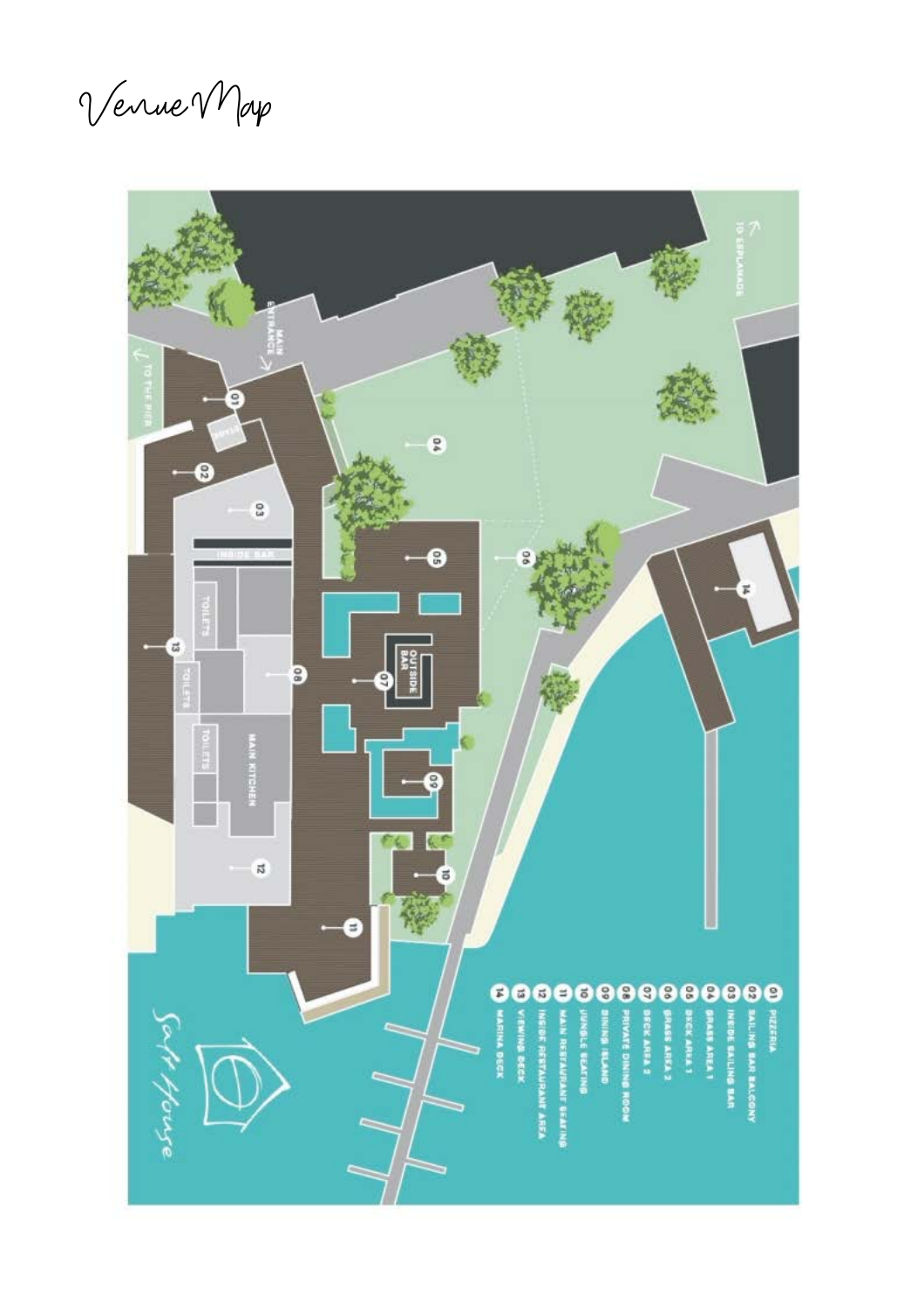# Venue Map

01 PIZZERIA
02 SAILING BAR BALCONY
03 INSIDE SAILING BAR
04 GRASS AREA 1
05 DECK AREA 1
06 GRASS AREA 2
07 DECK AREA 2
08 PRIVATE DINING ROOM
09 DINING ISLAND
10 JUNGLE SEATING
11 MAIN RESTAURANT SEATING
12 INSIDE RESTAURANT AREA
13 VIEWING DECK
14 MARINA DECK

MAIN ENTRANCE

TO THE PIER

TO ESPLANADE

INSIDE BAR

OUTSIDE BAR

TOILETS

MAIN KITCHEN

Salt House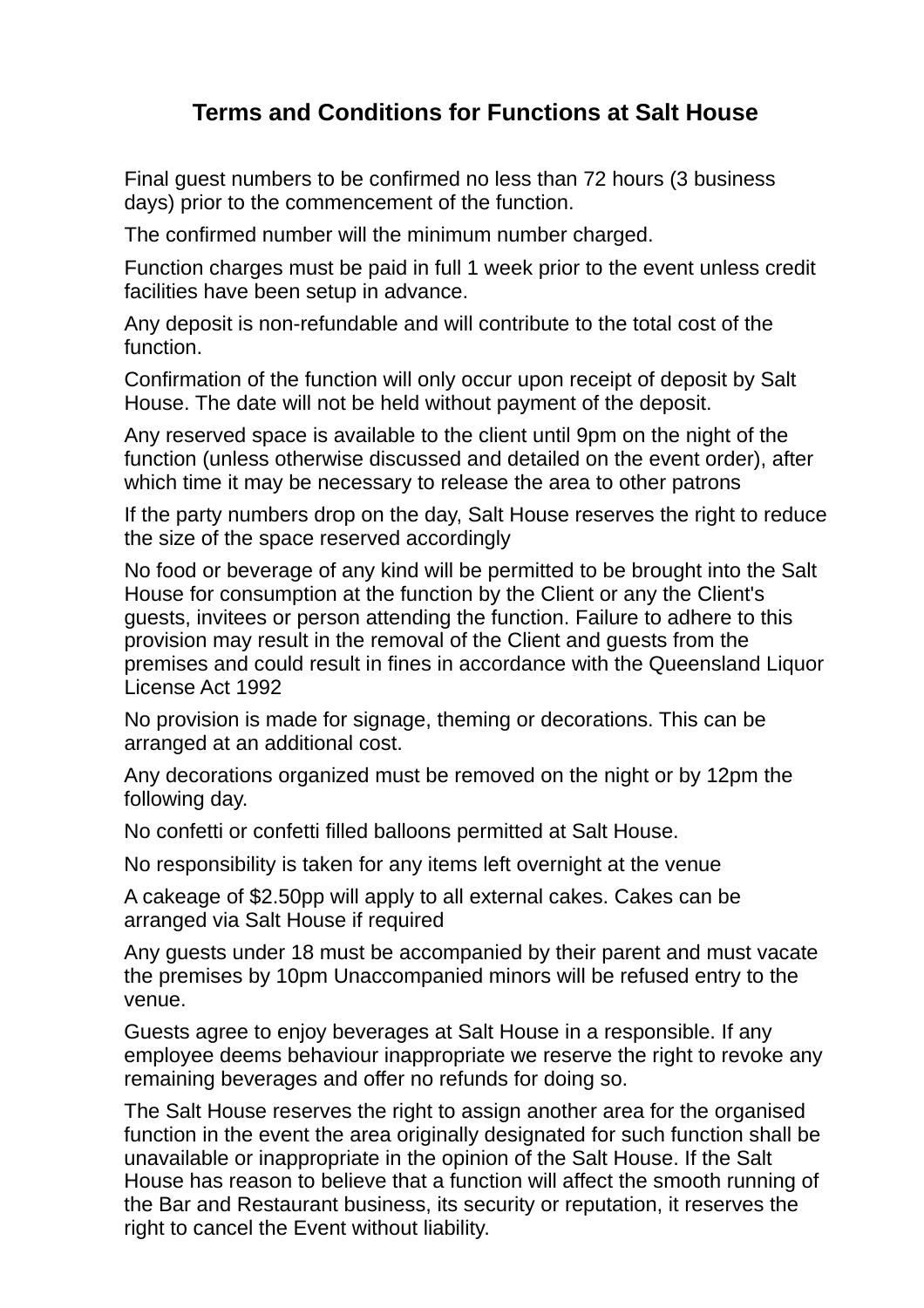# Terms and Conditions for Functions at Salt House

Final guest numbers to be confirmed no less than 72 hours (3 business days) prior to the commencement of the function.

The confirmed number will the minimum number charged.

Function charges must be paid in full 1 week prior to the event unless credit facilities have been setup in advance.

Any deposit is non-refundable and will contribute to the total cost of the function.

Confirmation of the function will only occur upon receipt of deposit by Salt House. The date will not be held without payment of the deposit.

Any reserved space is available to the client until 9pm on the night of the function (unless otherwise discussed and detailed on the event order), after which time it may be necessary to release the area to other patrons

If the party numbers drop on the day, Salt House reserves the right to reduce the size of the space reserved accordingly

No food or beverage of any kind will be permitted to be brought into the Salt House for consumption at the function by the Client or any the Client's guests, invitees or person attending the function. Failure to adhere to this provision may result in the removal of the Client and guests from the premises and could result in fines in accordance with the Queensland Liquor License Act 1992

No provision is made for signage, theming or decorations. This can be arranged at an additional cost.

Any decorations organized must be removed on the night or by 12pm the following day.

No confetti or confetti filled balloons permitted at Salt House.

No responsibility is taken for any items left overnight at the venue

A cakeage of $2.50pp will apply to all external cakes. Cakes can be arranged via Salt House if required

Any guests under 18 must be accompanied by their parent and must vacate the premises by 10pm Unaccompanied minors will be refused entry to the venue.

Guests agree to enjoy beverages at Salt House in a responsible. If any employee deems behaviour inappropriate we reserve the right to revoke any remaining beverages and offer no refunds for doing so.

The Salt House reserves the right to assign another area for the organised function in the event the area originally designated for such function shall be unavailable or inappropriate in the opinion of the Salt House. If the Salt House has reason to believe that a function will affect the smooth running of the Bar and Restaurant business, its security or reputation, it reserves the right to cancel the Event without liability.